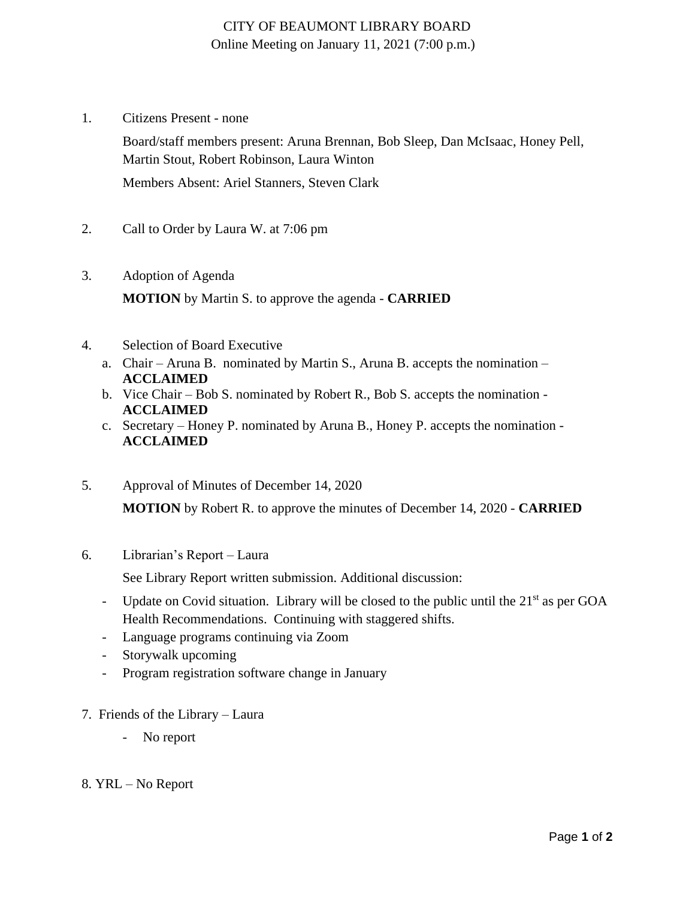CITY OF BEAUMONT LIBRARY BOARD
Online Meeting on January 11, 2021 (7:00 p.m.)

1. Citizens Present - none

   Board/staff members present: Aruna Brennan, Bob Sleep, Dan McIsaac, Honey Pell, Martin Stout, Robert Robinson, Laura Winton

   Members Absent: Ariel Stanners, Steven Clark

2. Call to Order by Laura W. at 7:06 pm

3. Adoption of Agenda

   **MOTION** by Martin S. to approve the agenda - **CARRIED**

4. Selection of Board Executive
   a. Chair – Aruna B. nominated by Martin S., Aruna B. accepts the nomination – **ACCLAIMED**
   b. Vice Chair – Bob S. nominated by Robert R., Bob S. accepts the nomination - **ACCLAIMED**
   c. Secretary – Honey P. nominated by Aruna B., Honey P. accepts the nomination - **ACCLAIMED**

5. Approval of Minutes of December 14, 2020

   **MOTION** by Robert R. to approve the minutes of December 14, 2020 - **CARRIED**

6. Librarian's Report – Laura

   See Library Report written submission. Additional discussion:

   - Update on Covid situation. Library will be closed to the public until the 21st as per GOA Health Recommendations. Continuing with staggered shifts.
   - Language programs continuing via Zoom
   - Storywalk upcoming
   - Program registration software change in January

7. Friends of the Library – Laura
   - No report

8. YRL – No Report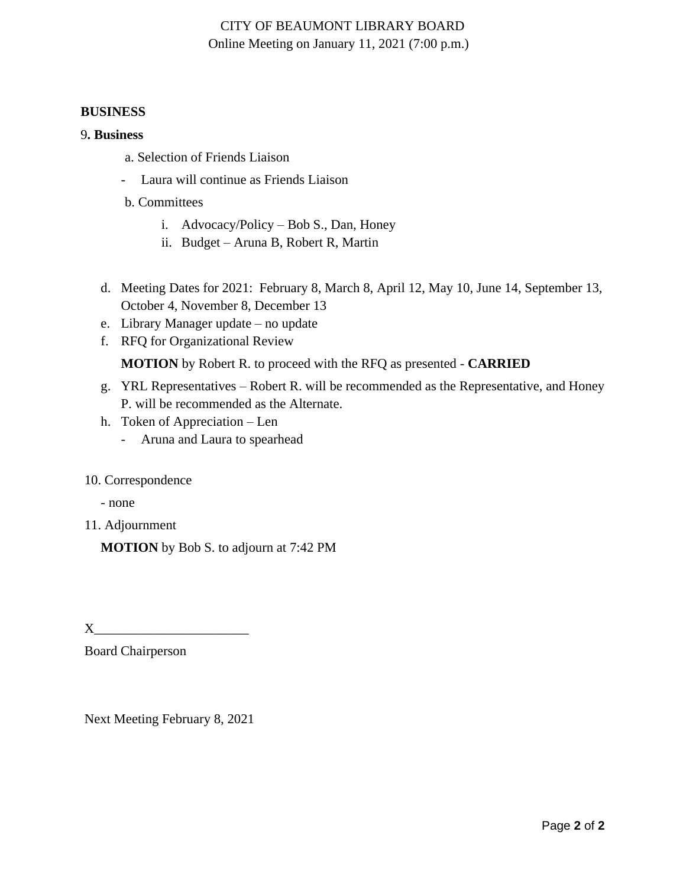**BUSINESS**

9**. Business**

a. Selection of Friends Liaison

- Laura will continue as Friends Liaison

b. Committees

i. Advocacy/Policy – Bob S., Dan, Honey
ii. Budget – Aruna B, Robert R, Martin

d. Meeting Dates for 2021: February 8, March 8, April 12, May 10, June 14, September 13, October 4, November 8, December 13
e. Library Manager update – no update
f. RFQ for Organizational Review

   **MOTION** by Robert R. to proceed with the RFQ as presented - **CARRIED**

g. YRL Representatives – Robert R. will be recommended as the Representative, and Honey P. will be recommended as the Alternate.
h. Token of Appreciation – Len
   - Aruna and Laura to spearhead

10. Correspondence

- none

11. Adjournment

**MOTION** by Bob S. to adjourn at 7:42 PM

X______________________

Board Chairperson

Next Meeting February 8, 2021